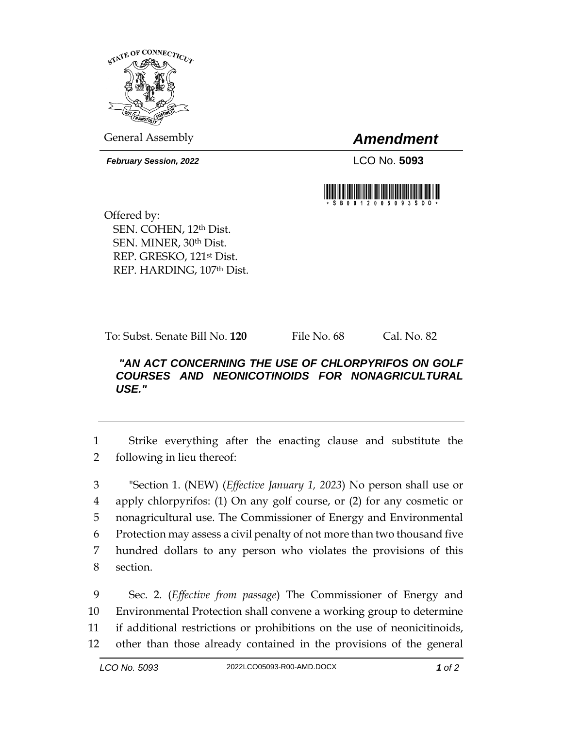STATE OF CONNECTICUT

General Assembly

# *Amendment*

***February Session, 2022***

LCO No. **5093**

\*SB00120005093SDO\*

Offered by:
SEN. COHEN, 12th Dist.
SEN. MINER, 30th Dist.
REP. GRESKO, 121st Dist.
REP. HARDING, 107th Dist.

To: Subst. Senate Bill No. **120** File No. 68 Cal. No. 82

***"AN ACT CONCERNING THE USE OF CHLORPYRIFOS ON GOLF COURSES AND NEONICOTINOIDS FOR NONAGRICULTURAL USE."***

---

1 Strike everything after the enacting clause and substitute the
2 following in lieu thereof:

3 "Section 1. (NEW) (*Effective January 1, 2023*) No person shall use or
4 apply chlorpyrifos: (1) On any golf course, or (2) for any cosmetic or
5 nonagricultural use. The Commissioner of Energy and Environmental
6 Protection may assess a civil penalty of not more than two thousand five
7 hundred dollars to any person who violates the provisions of this
8 section.

9 Sec. 2. (*Effective from passage*) The Commissioner of Energy and
10 Environmental Protection shall convene a working group to determine
11 if additional restrictions or prohibitions on the use of neonicitinoids,
12 other than those already contained in the provisions of the general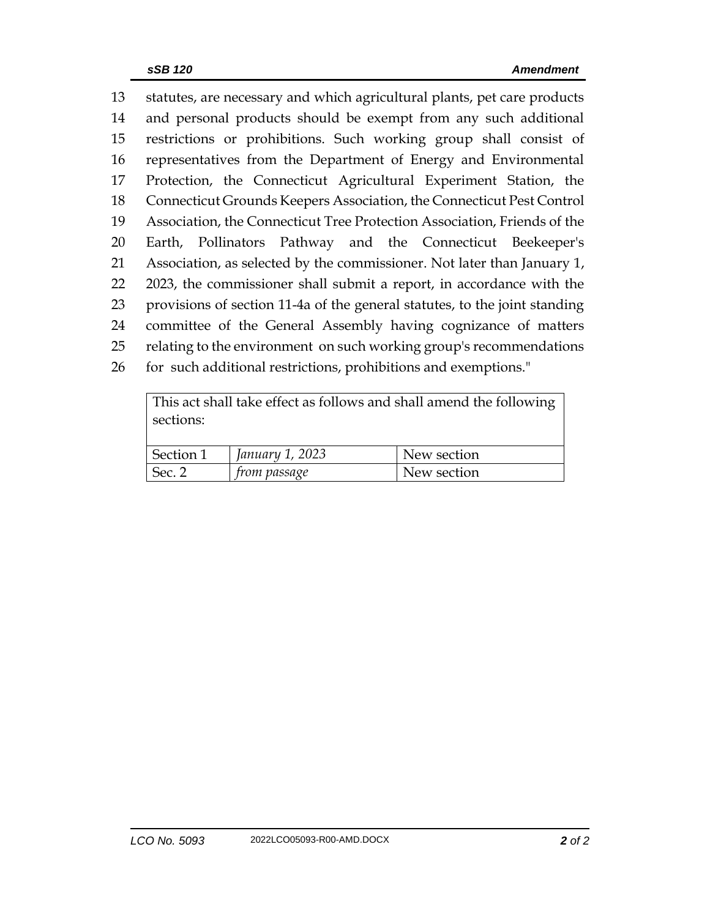13 statutes, are necessary and which agricultural plants, pet care products
14 and personal products should be exempt from any such additional
15 restrictions or prohibitions. Such working group shall consist of
16 representatives from the Department of Energy and Environmental
17 Protection, the Connecticut Agricultural Experiment Station, the
18 Connecticut Grounds Keepers Association, the Connecticut Pest Control
19 Association, the Connecticut Tree Protection Association, Friends of the
20 Earth, Pollinators Pathway and the Connecticut Beekeeper's
21 Association, as selected by the commissioner. Not later than January 1,
22 2023, the commissioner shall submit a report, in accordance with the
23 provisions of section 11-4a of the general statutes, to the joint standing
24 committee of the General Assembly having cognizance of matters
25 relating to the environment on such working group's recommendations
26 for such additional restrictions, prohibitions and exemptions."

| This act shall take effect as follows and shall amend the following sections: | | |
|---|---|---|
| Section 1 | *January 1, 2023* | New section |
| Sec. 2 | *from passage* | New section |